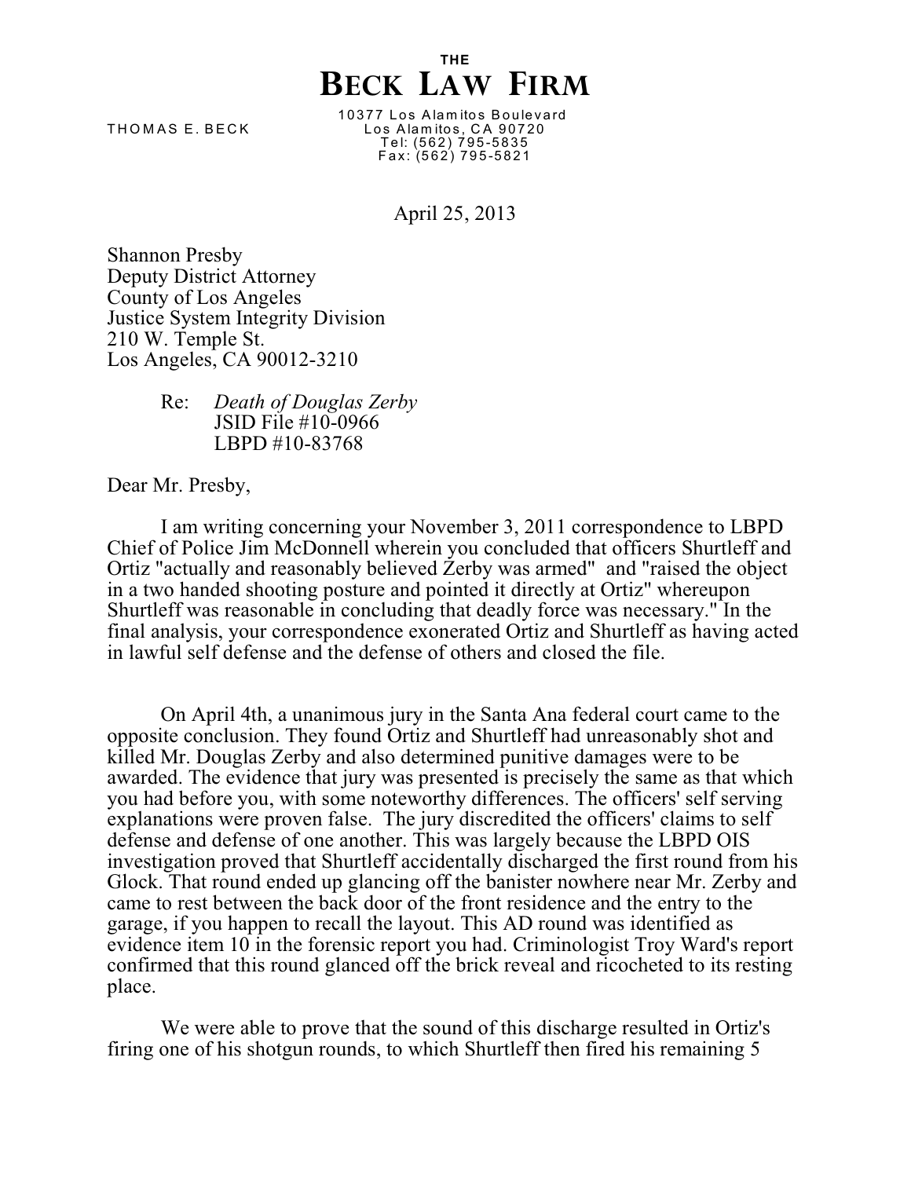# THE
# BECK LAW FIRM

THOMAS E. BECK

10377 Los Alamitos Boulevard
Los Alamitos, CA 90720
Tel: (562) 795-5835
Fax: (562) 795-5821

April 25, 2013

Shannon Presby
Deputy District Attorney
County of Los Angeles
Justice System Integrity Division
210 W. Temple St.
Los Angeles, CA 90012-3210

Re: *Death of Douglas Zerby*
JSID File #10-0966
LBPD #10-83768

Dear Mr. Presby,

I am writing concerning your November 3, 2011 correspondence to LBPD Chief of Police Jim McDonnell wherein you concluded that officers Shurtleff and Ortiz "actually and reasonably believed Zerby was armed" and "raised the object in a two handed shooting posture and pointed it directly at Ortiz" whereupon Shurtleff was reasonable in concluding that deadly force was necessary." In the final analysis, your correspondence exonerated Ortiz and Shurtleff as having acted in lawful self defense and the defense of others and closed the file.

On April 4th, a unanimous jury in the Santa Ana federal court came to the opposite conclusion. They found Ortiz and Shurtleff had unreasonably shot and killed Mr. Douglas Zerby and also determined punitive damages were to be awarded. The evidence that jury was presented is precisely the same as that which you had before you, with some noteworthy differences. The officers' self serving explanations were proven false. The jury discredited the officers' claims to self defense and defense of one another. This was largely because the LBPD OIS investigation proved that Shurtleff accidentally discharged the first round from his Glock. That round ended up glancing off the banister nowhere near Mr. Zerby and came to rest between the back door of the front residence and the entry to the garage, if you happen to recall the layout. This AD round was identified as evidence item 10 in the forensic report you had. Criminologist Troy Ward's report confirmed that this round glanced off the brick reveal and ricocheted to its resting place.

We were able to prove that the sound of this discharge resulted in Ortiz's firing one of his shotgun rounds, to which Shurtleff then fired his remaining 5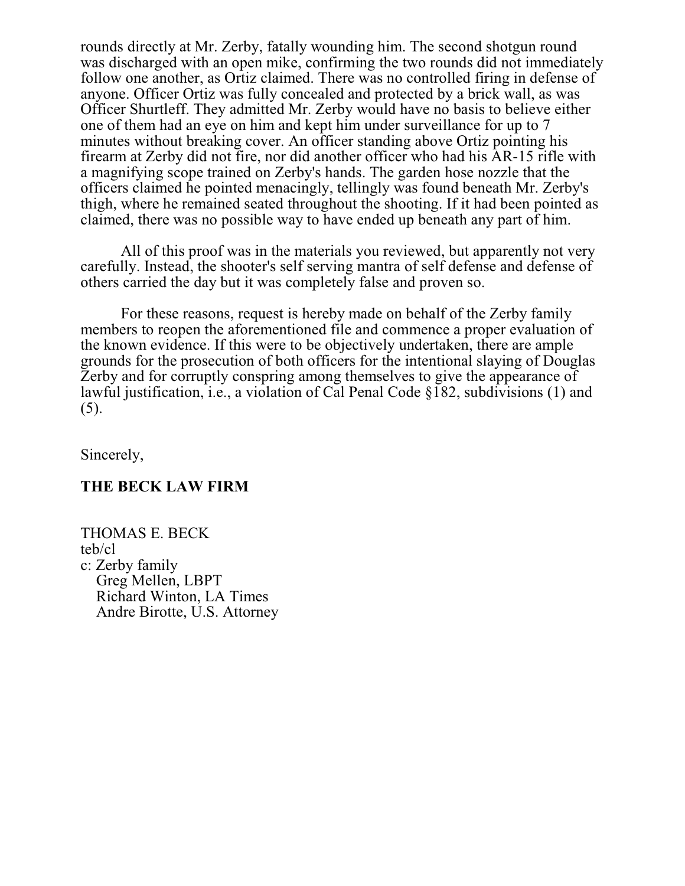rounds directly at Mr. Zerby, fatally wounding him. The second shotgun round was discharged with an open mike, confirming the two rounds did not immediately follow one another, as Ortiz claimed. There was no controlled firing in defense of anyone. Officer Ortiz was fully concealed and protected by a brick wall, as was Officer Shurtleff. They admitted Mr. Zerby would have no basis to believe either one of them had an eye on him and kept him under surveillance for up to 7 minutes without breaking cover. An officer standing above Ortiz pointing his firearm at Zerby did not fire, nor did another officer who had his AR-15 rifle with a magnifying scope trained on Zerby's hands. The garden hose nozzle that the officers claimed he pointed menacingly, tellingly was found beneath Mr. Zerby's thigh, where he remained seated throughout the shooting. If it had been pointed as claimed, there was no possible way to have ended up beneath any part of him.

All of this proof was in the materials you reviewed, but apparently not very carefully. Instead, the shooter's self serving mantra of self defense and defense of others carried the day but it was completely false and proven so.

For these reasons, request is hereby made on behalf of the Zerby family members to reopen the aforementioned file and commence a proper evaluation of the known evidence. If this were to be objectively undertaken, there are ample grounds for the prosecution of both officers for the intentional slaying of Douglas Zerby and for corruptly conspring among themselves to give the appearance of lawful justification, i.e., a violation of Cal Penal Code §182, subdivisions (1) and (5).

Sincerely,

**THE BECK LAW FIRM**

THOMAS E. BECK
teb/cl
c: Zerby family
Greg Mellen, LBPT
Richard Winton, LA Times
Andre Birotte, U.S. Attorney